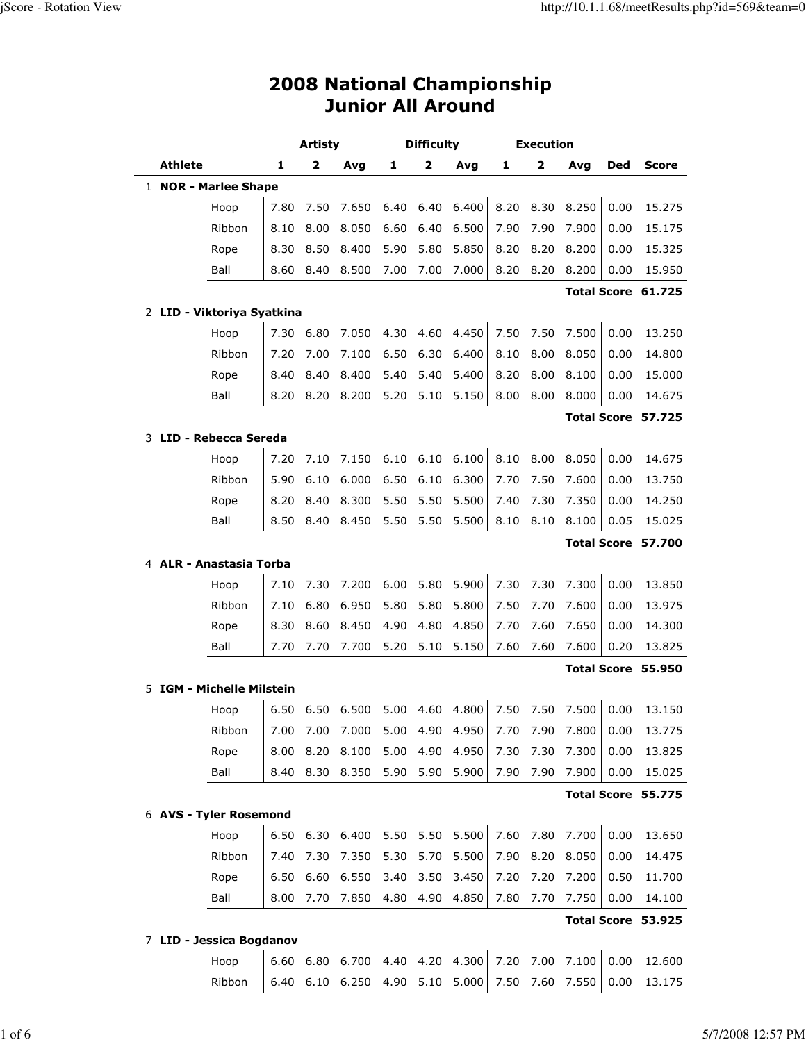# 2008 National Championship
## Junior All Around

| | Athlete | | Artisty | | | Difficulty | | | Execution | | | |
|---|---|---|---|---|---|---|---|---|---|---|---|---|
| | | 1 | 2 | Avg | 1 | 2 | Avg | 1 | 2 | Avg | Ded | Score |
| 1 | **NOR - Marlee Shape** | | | | | | | | | | | |
| | Hoop | 7.80 | 7.50 | 7.650 | 6.40 | 6.40 | 6.400 | 8.20 | 8.30 | 8.250 | 0.00 | 15.275 |
| | Ribbon | 8.10 | 8.00 | 8.050 | 6.60 | 6.40 | 6.500 | 7.90 | 7.90 | 7.900 | 0.00 | 15.175 |
| | Rope | 8.30 | 8.50 | 8.400 | 5.90 | 5.80 | 5.850 | 8.20 | 8.20 | 8.200 | 0.00 | 15.325 |
| | Ball | 8.60 | 8.40 | 8.500 | 7.00 | 7.00 | 7.000 | 8.20 | 8.20 | 8.200 | 0.00 | 15.950 |
| | | | | | | | | | | | **Total Score** | **61.725** |
| 2 | **LID - Viktoriya Syatkina** | | | | | | | | | | | |
| | Hoop | 7.30 | 6.80 | 7.050 | 4.30 | 4.60 | 4.450 | 7.50 | 7.50 | 7.500 | 0.00 | 13.250 |
| | Ribbon | 7.20 | 7.00 | 7.100 | 6.50 | 6.30 | 6.400 | 8.10 | 8.00 | 8.050 | 0.00 | 14.800 |
| | Rope | 8.40 | 8.40 | 8.400 | 5.40 | 5.40 | 5.400 | 8.20 | 8.00 | 8.100 | 0.00 | 15.000 |
| | Ball | 8.20 | 8.20 | 8.200 | 5.20 | 5.10 | 5.150 | 8.00 | 8.00 | 8.000 | 0.00 | 14.675 |
| | | | | | | | | | | | **Total Score** | **57.725** |
| 3 | **LID - Rebecca Sereda** | | | | | | | | | | | |
| | Hoop | 7.20 | 7.10 | 7.150 | 6.10 | 6.10 | 6.100 | 8.10 | 8.00 | 8.050 | 0.00 | 14.675 |
| | Ribbon | 5.90 | 6.10 | 6.000 | 6.50 | 6.10 | 6.300 | 7.70 | 7.50 | 7.600 | 0.00 | 13.750 |
| | Rope | 8.20 | 8.40 | 8.300 | 5.50 | 5.50 | 5.500 | 7.40 | 7.30 | 7.350 | 0.00 | 14.250 |
| | Ball | 8.50 | 8.40 | 8.450 | 5.50 | 5.50 | 5.500 | 8.10 | 8.10 | 8.100 | 0.05 | 15.025 |
| | | | | | | | | | | | **Total Score** | **57.700** |
| 4 | **ALR - Anastasia Torba** | | | | | | | | | | | |
| | Hoop | 7.10 | 7.30 | 7.200 | 6.00 | 5.80 | 5.900 | 7.30 | 7.30 | 7.300 | 0.00 | 13.850 |
| | Ribbon | 7.10 | 6.80 | 6.950 | 5.80 | 5.80 | 5.800 | 7.50 | 7.70 | 7.600 | 0.00 | 13.975 |
| | Rope | 8.30 | 8.60 | 8.450 | 4.90 | 4.80 | 4.850 | 7.70 | 7.60 | 7.650 | 0.00 | 14.300 |
| | Ball | 7.70 | 7.70 | 7.700 | 5.20 | 5.10 | 5.150 | 7.60 | 7.60 | 7.600 | 0.20 | 13.825 |
| | | | | | | | | | | | **Total Score** | **55.950** |
| 5 | **IGM - Michelle Milstein** | | | | | | | | | | | |
| | Hoop | 6.50 | 6.50 | 6.500 | 5.00 | 4.60 | 4.800 | 7.50 | 7.50 | 7.500 | 0.00 | 13.150 |
| | Ribbon | 7.00 | 7.00 | 7.000 | 5.00 | 4.90 | 4.950 | 7.70 | 7.90 | 7.800 | 0.00 | 13.775 |
| | Rope | 8.00 | 8.20 | 8.100 | 5.00 | 4.90 | 4.950 | 7.30 | 7.30 | 7.300 | 0.00 | 13.825 |
| | Ball | 8.40 | 8.30 | 8.350 | 5.90 | 5.90 | 5.900 | 7.90 | 7.90 | 7.900 | 0.00 | 15.025 |
| | | | | | | | | | | | **Total Score** | **55.775** |
| 6 | **AVS - Tyler Rosemond** | | | | | | | | | | | |
| | Hoop | 6.50 | 6.30 | 6.400 | 5.50 | 5.50 | 5.500 | 7.60 | 7.80 | 7.700 | 0.00 | 13.650 |
| | Ribbon | 7.40 | 7.30 | 7.350 | 5.30 | 5.70 | 5.500 | 7.90 | 8.20 | 8.050 | 0.00 | 14.475 |
| | Rope | 6.50 | 6.60 | 6.550 | 3.40 | 3.50 | 3.450 | 7.20 | 7.20 | 7.200 | 0.50 | 11.700 |
| | Ball | 8.00 | 7.70 | 7.850 | 4.80 | 4.90 | 4.850 | 7.80 | 7.70 | 7.750 | 0.00 | 14.100 |
| | | | | | | | | | | | **Total Score** | **53.925** |
| 7 | **LID - Jessica Bogdanov** | | | | | | | | | | | |
| | Hoop | 6.60 | 6.80 | 6.700 | 4.40 | 4.20 | 4.300 | 7.20 | 7.00 | 7.100 | 0.00 | 12.600 |
| | Ribbon | 6.40 | 6.10 | 6.250 | 4.90 | 5.10 | 5.000 | 7.50 | 7.60 | 7.550 | 0.00 | 13.175 |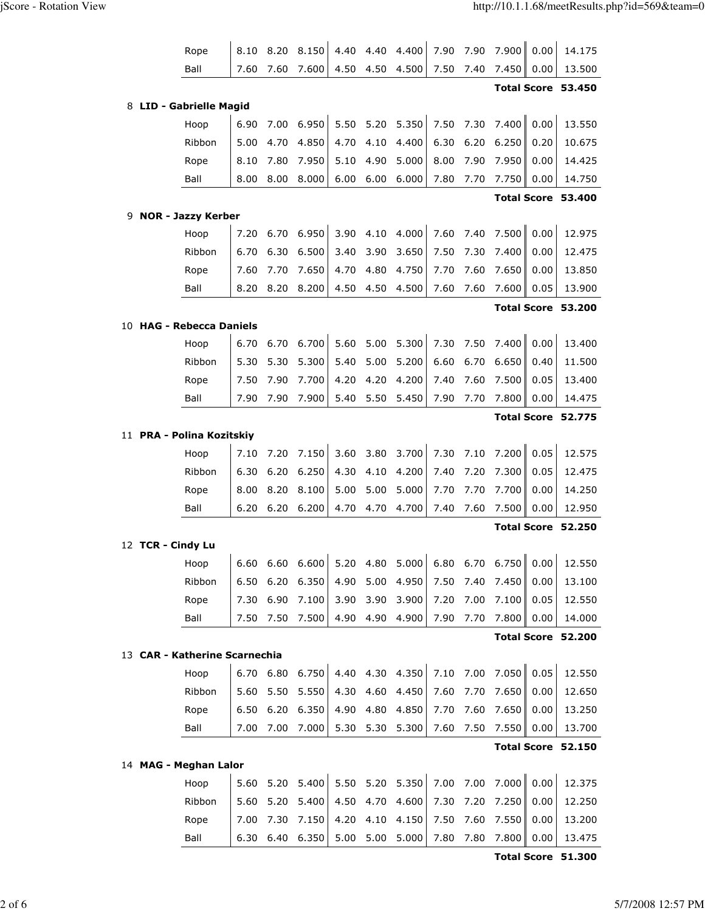| | | | | | | | | | | | |
|---|---|---|---|---|---|---|---|---|---|---|---|
| Rope | 8.10 | 8.20 | 8.150 | 4.40 | 4.40 | 4.400 | 7.90 | 7.90 | 7.900 | 0.00 | 14.175 |
| Ball | 7.60 | 7.60 | 7.600 | 4.50 | 4.50 | 4.500 | 7.50 | 7.40 | 7.450 | 0.00 | 13.500 |

**Total Score 53.450**

8 **LID - Gabrielle Magid**

| | | | | | | | | | | | |
|---|---|---|---|---|---|---|---|---|---|---|---|
| Hoop | 6.90 | 7.00 | 6.950 | 5.50 | 5.20 | 5.350 | 7.50 | 7.30 | 7.400 | 0.00 | 13.550 |
| Ribbon | 5.00 | 4.70 | 4.850 | 4.70 | 4.10 | 4.400 | 6.30 | 6.20 | 6.250 | 0.20 | 10.675 |
| Rope | 8.10 | 7.80 | 7.950 | 5.10 | 4.90 | 5.000 | 8.00 | 7.90 | 7.950 | 0.00 | 14.425 |
| Ball | 8.00 | 8.00 | 8.000 | 6.00 | 6.00 | 6.000 | 7.80 | 7.70 | 7.750 | 0.00 | 14.750 |

**Total Score 53.400**

9 **NOR - Jazzy Kerber**

| | | | | | | | | | | | |
|---|---|---|---|---|---|---|---|---|---|---|---|
| Hoop | 7.20 | 6.70 | 6.950 | 3.90 | 4.10 | 4.000 | 7.60 | 7.40 | 7.500 | 0.00 | 12.975 |
| Ribbon | 6.70 | 6.30 | 6.500 | 3.40 | 3.90 | 3.650 | 7.50 | 7.30 | 7.400 | 0.00 | 12.475 |
| Rope | 7.60 | 7.70 | 7.650 | 4.70 | 4.80 | 4.750 | 7.70 | 7.60 | 7.650 | 0.00 | 13.850 |
| Ball | 8.20 | 8.20 | 8.200 | 4.50 | 4.50 | 4.500 | 7.60 | 7.60 | 7.600 | 0.05 | 13.900 |

**Total Score 53.200**

10 **HAG - Rebecca Daniels**

| | | | | | | | | | | | |
|---|---|---|---|---|---|---|---|---|---|---|---|
| Hoop | 6.70 | 6.70 | 6.700 | 5.60 | 5.00 | 5.300 | 7.30 | 7.50 | 7.400 | 0.00 | 13.400 |
| Ribbon | 5.30 | 5.30 | 5.300 | 5.40 | 5.00 | 5.200 | 6.60 | 6.70 | 6.650 | 0.40 | 11.500 |
| Rope | 7.50 | 7.90 | 7.700 | 4.20 | 4.20 | 4.200 | 7.40 | 7.60 | 7.500 | 0.05 | 13.400 |
| Ball | 7.90 | 7.90 | 7.900 | 5.40 | 5.50 | 5.450 | 7.90 | 7.70 | 7.800 | 0.00 | 14.475 |

**Total Score 52.775**

11 **PRA - Polina Kozitskiy**

| | | | | | | | | | | | |
|---|---|---|---|---|---|---|---|---|---|---|---|
| Hoop | 7.10 | 7.20 | 7.150 | 3.60 | 3.80 | 3.700 | 7.30 | 7.10 | 7.200 | 0.05 | 12.575 |
| Ribbon | 6.30 | 6.20 | 6.250 | 4.30 | 4.10 | 4.200 | 7.40 | 7.20 | 7.300 | 0.05 | 12.475 |
| Rope | 8.00 | 8.20 | 8.100 | 5.00 | 5.00 | 5.000 | 7.70 | 7.70 | 7.700 | 0.00 | 14.250 |
| Ball | 6.20 | 6.20 | 6.200 | 4.70 | 4.70 | 4.700 | 7.40 | 7.60 | 7.500 | 0.00 | 12.950 |

**Total Score 52.250**

12 **TCR - Cindy Lu**

| | | | | | | | | | | | |
|---|---|---|---|---|---|---|---|---|---|---|---|
| Hoop | 6.60 | 6.60 | 6.600 | 5.20 | 4.80 | 5.000 | 6.80 | 6.70 | 6.750 | 0.00 | 12.550 |
| Ribbon | 6.50 | 6.20 | 6.350 | 4.90 | 5.00 | 4.950 | 7.50 | 7.40 | 7.450 | 0.00 | 13.100 |
| Rope | 7.30 | 6.90 | 7.100 | 3.90 | 3.90 | 3.900 | 7.20 | 7.00 | 7.100 | 0.05 | 12.550 |
| Ball | 7.50 | 7.50 | 7.500 | 4.90 | 4.90 | 4.900 | 7.90 | 7.70 | 7.800 | 0.00 | 14.000 |

**Total Score 52.200**

13 **CAR - Katherine Scarnechia**

| | | | | | | | | | | | |
|---|---|---|---|---|---|---|---|---|---|---|---|
| Hoop | 6.70 | 6.80 | 6.750 | 4.40 | 4.30 | 4.350 | 7.10 | 7.00 | 7.050 | 0.05 | 12.550 |
| Ribbon | 5.60 | 5.50 | 5.550 | 4.30 | 4.60 | 4.450 | 7.60 | 7.70 | 7.650 | 0.00 | 12.650 |
| Rope | 6.50 | 6.20 | 6.350 | 4.90 | 4.80 | 4.850 | 7.70 | 7.60 | 7.650 | 0.00 | 13.250 |
| Ball | 7.00 | 7.00 | 7.000 | 5.30 | 5.30 | 5.300 | 7.60 | 7.50 | 7.550 | 0.00 | 13.700 |

**Total Score 52.150**

14 **MAG - Meghan Lalor**

| | | | | | | | | | | | |
|---|---|---|---|---|---|---|---|---|---|---|---|
| Hoop | 5.60 | 5.20 | 5.400 | 5.50 | 5.20 | 5.350 | 7.00 | 7.00 | 7.000 | 0.00 | 12.375 |
| Ribbon | 5.60 | 5.20 | 5.400 | 4.50 | 4.70 | 4.600 | 7.30 | 7.20 | 7.250 | 0.00 | 12.250 |
| Rope | 7.00 | 7.30 | 7.150 | 4.20 | 4.10 | 4.150 | 7.50 | 7.60 | 7.550 | 0.00 | 13.200 |
| Ball | 6.30 | 6.40 | 6.350 | 5.00 | 5.00 | 5.000 | 7.80 | 7.80 | 7.800 | 0.00 | 13.475 |

**Total Score 51.300**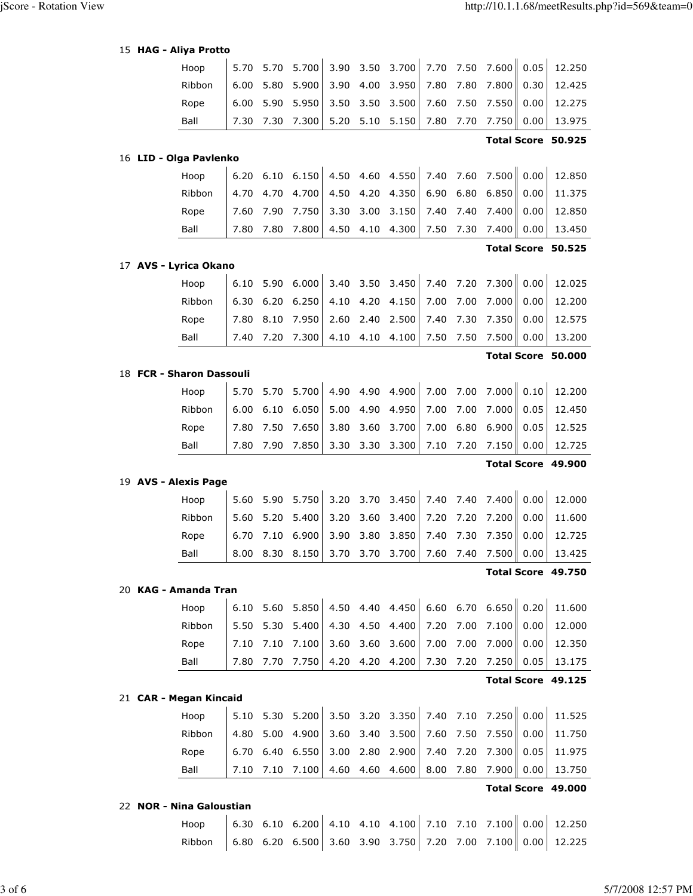15 **HAG - Aliya Protto**

| | | | | | | | | | | | |
|---|---|---|---|---|---|---|---|---|---|---|---|
| Hoop | 5.70 | 5.70 | 5.700 | 3.90 | 3.50 | 3.700 | 7.70 | 7.50 | 7.600 | 0.05 | 12.250 |
| Ribbon | 6.00 | 5.80 | 5.900 | 3.90 | 4.00 | 3.950 | 7.80 | 7.80 | 7.800 | 0.30 | 12.425 |
| Rope | 6.00 | 5.90 | 5.950 | 3.50 | 3.50 | 3.500 | 7.60 | 7.50 | 7.550 | 0.00 | 12.275 |
| Ball | 7.30 | 7.30 | 7.300 | 5.20 | 5.10 | 5.150 | 7.80 | 7.70 | 7.750 | 0.00 | 13.975 |
| | | | | | | | | | | **Total Score** | **50.925** |

16 **LID - Olga Pavlenko**

| | | | | | | | | | | | |
|---|---|---|---|---|---|---|---|---|---|---|---|
| Hoop | 6.20 | 6.10 | 6.150 | 4.50 | 4.60 | 4.550 | 7.40 | 7.60 | 7.500 | 0.00 | 12.850 |
| Ribbon | 4.70 | 4.70 | 4.700 | 4.50 | 4.20 | 4.350 | 6.90 | 6.80 | 6.850 | 0.00 | 11.375 |
| Rope | 7.60 | 7.90 | 7.750 | 3.30 | 3.00 | 3.150 | 7.40 | 7.40 | 7.400 | 0.00 | 12.850 |
| Ball | 7.80 | 7.80 | 7.800 | 4.50 | 4.10 | 4.300 | 7.50 | 7.30 | 7.400 | 0.00 | 13.450 |
| | | | | | | | | | | **Total Score** | **50.525** |

17 **AVS - Lyrica Okano**

| | | | | | | | | | | | |
|---|---|---|---|---|---|---|---|---|---|---|---|
| Hoop | 6.10 | 5.90 | 6.000 | 3.40 | 3.50 | 3.450 | 7.40 | 7.20 | 7.300 | 0.00 | 12.025 |
| Ribbon | 6.30 | 6.20 | 6.250 | 4.10 | 4.20 | 4.150 | 7.00 | 7.00 | 7.000 | 0.00 | 12.200 |
| Rope | 7.80 | 8.10 | 7.950 | 2.60 | 2.40 | 2.500 | 7.40 | 7.30 | 7.350 | 0.00 | 12.575 |
| Ball | 7.40 | 7.20 | 7.300 | 4.10 | 4.10 | 4.100 | 7.50 | 7.50 | 7.500 | 0.00 | 13.200 |
| | | | | | | | | | | **Total Score** | **50.000** |

18 **FCR - Sharon Dassouli**

| | | | | | | | | | | | |
|---|---|---|---|---|---|---|---|---|---|---|---|
| Hoop | 5.70 | 5.70 | 5.700 | 4.90 | 4.90 | 4.900 | 7.00 | 7.00 | 7.000 | 0.10 | 12.200 |
| Ribbon | 6.00 | 6.10 | 6.050 | 5.00 | 4.90 | 4.950 | 7.00 | 7.00 | 7.000 | 0.05 | 12.450 |
| Rope | 7.80 | 7.50 | 7.650 | 3.80 | 3.60 | 3.700 | 7.00 | 6.80 | 6.900 | 0.05 | 12.525 |
| Ball | 7.80 | 7.90 | 7.850 | 3.30 | 3.30 | 3.300 | 7.10 | 7.20 | 7.150 | 0.00 | 12.725 |
| | | | | | | | | | | **Total Score** | **49.900** |

19 **AVS - Alexis Page**

| | | | | | | | | | | | |
|---|---|---|---|---|---|---|---|---|---|---|---|
| Hoop | 5.60 | 5.90 | 5.750 | 3.20 | 3.70 | 3.450 | 7.40 | 7.40 | 7.400 | 0.00 | 12.000 |
| Ribbon | 5.60 | 5.20 | 5.400 | 3.20 | 3.60 | 3.400 | 7.20 | 7.20 | 7.200 | 0.00 | 11.600 |
| Rope | 6.70 | 7.10 | 6.900 | 3.90 | 3.80 | 3.850 | 7.40 | 7.30 | 7.350 | 0.00 | 12.725 |
| Ball | 8.00 | 8.30 | 8.150 | 3.70 | 3.70 | 3.700 | 7.60 | 7.40 | 7.500 | 0.00 | 13.425 |
| | | | | | | | | | | **Total Score** | **49.750** |

20 **KAG - Amanda Tran**

| | | | | | | | | | | | |
|---|---|---|---|---|---|---|---|---|---|---|---|
| Hoop | 6.10 | 5.60 | 5.850 | 4.50 | 4.40 | 4.450 | 6.60 | 6.70 | 6.650 | 0.20 | 11.600 |
| Ribbon | 5.50 | 5.30 | 5.400 | 4.30 | 4.50 | 4.400 | 7.20 | 7.00 | 7.100 | 0.00 | 12.000 |
| Rope | 7.10 | 7.10 | 7.100 | 3.60 | 3.60 | 3.600 | 7.00 | 7.00 | 7.000 | 0.00 | 12.350 |
| Ball | 7.80 | 7.70 | 7.750 | 4.20 | 4.20 | 4.200 | 7.30 | 7.20 | 7.250 | 0.05 | 13.175 |
| | | | | | | | | | | **Total Score** | **49.125** |

21 **CAR - Megan Kincaid**

| | | | | | | | | | | | |
|---|---|---|---|---|---|---|---|---|---|---|---|
| Hoop | 5.10 | 5.30 | 5.200 | 3.50 | 3.20 | 3.350 | 7.40 | 7.10 | 7.250 | 0.00 | 11.525 |
| Ribbon | 4.80 | 5.00 | 4.900 | 3.60 | 3.40 | 3.500 | 7.60 | 7.50 | 7.550 | 0.00 | 11.750 |
| Rope | 6.70 | 6.40 | 6.550 | 3.00 | 2.80 | 2.900 | 7.40 | 7.20 | 7.300 | 0.05 | 11.975 |
| Ball | 7.10 | 7.10 | 7.100 | 4.60 | 4.60 | 4.600 | 8.00 | 7.80 | 7.900 | 0.00 | 13.750 |
| | | | | | | | | | | **Total Score** | **49.000** |

22 **NOR - Nina Galoustian**

| | | | | | | | | | | | |
|---|---|---|---|---|---|---|---|---|---|---|---|
| Hoop | 6.30 | 6.10 | 6.200 | 4.10 | 4.10 | 4.100 | 7.10 | 7.10 | 7.100 | 0.00 | 12.250 |
| Ribbon | 6.80 | 6.20 | 6.500 | 3.60 | 3.90 | 3.750 | 7.20 | 7.00 | 7.100 | 0.00 | 12.225 |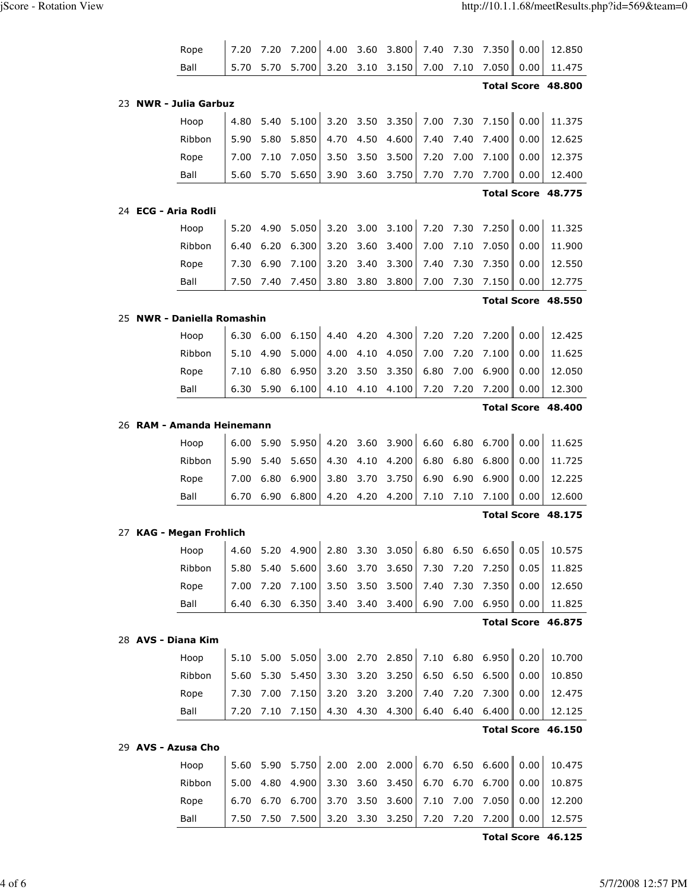| | | | | | | | | | | | |
|---|---|---|---|---|---|---|---|---|---|---|---|
| Rope | 7.20 | 7.20 | 7.200 | 4.00 | 3.60 | 3.800 | 7.40 | 7.30 | 7.350 | 0.00 | 12.850 |
| Ball | 5.70 | 5.70 | 5.700 | 3.20 | 3.10 | 3.150 | 7.00 | 7.10 | 7.050 | 0.00 | 11.475 |
| | | | | | | | | | | **Total Score** | **48.800** |

**23 NWR - Julia Garbuz**

| | | | | | | | | | | | |
|---|---|---|---|---|---|---|---|---|---|---|---|
| Hoop | 4.80 | 5.40 | 5.100 | 3.20 | 3.50 | 3.350 | 7.00 | 7.30 | 7.150 | 0.00 | 11.375 |
| Ribbon | 5.90 | 5.80 | 5.850 | 4.70 | 4.50 | 4.600 | 7.40 | 7.40 | 7.400 | 0.00 | 12.625 |
| Rope | 7.00 | 7.10 | 7.050 | 3.50 | 3.50 | 3.500 | 7.20 | 7.00 | 7.100 | 0.00 | 12.375 |
| Ball | 5.60 | 5.70 | 5.650 | 3.90 | 3.60 | 3.750 | 7.70 | 7.70 | 7.700 | 0.00 | 12.400 |
| | | | | | | | | | | **Total Score** | **48.775** |

**24 ECG - Aria Rodli**

| | | | | | | | | | | | |
|---|---|---|---|---|---|---|---|---|---|---|---|
| Hoop | 5.20 | 4.90 | 5.050 | 3.20 | 3.00 | 3.100 | 7.20 | 7.30 | 7.250 | 0.00 | 11.325 |
| Ribbon | 6.40 | 6.20 | 6.300 | 3.20 | 3.60 | 3.400 | 7.00 | 7.10 | 7.050 | 0.00 | 11.900 |
| Rope | 7.30 | 6.90 | 7.100 | 3.20 | 3.40 | 3.300 | 7.40 | 7.30 | 7.350 | 0.00 | 12.550 |
| Ball | 7.50 | 7.40 | 7.450 | 3.80 | 3.80 | 3.800 | 7.00 | 7.30 | 7.150 | 0.00 | 12.775 |
| | | | | | | | | | | **Total Score** | **48.550** |

**25 NWR - Daniella Romashin**

| | | | | | | | | | | | |
|---|---|---|---|---|---|---|---|---|---|---|---|
| Hoop | 6.30 | 6.00 | 6.150 | 4.40 | 4.20 | 4.300 | 7.20 | 7.20 | 7.200 | 0.00 | 12.425 |
| Ribbon | 5.10 | 4.90 | 5.000 | 4.00 | 4.10 | 4.050 | 7.00 | 7.20 | 7.100 | 0.00 | 11.625 |
| Rope | 7.10 | 6.80 | 6.950 | 3.20 | 3.50 | 3.350 | 6.80 | 7.00 | 6.900 | 0.00 | 12.050 |
| Ball | 6.30 | 5.90 | 6.100 | 4.10 | 4.10 | 4.100 | 7.20 | 7.20 | 7.200 | 0.00 | 12.300 |
| | | | | | | | | | | **Total Score** | **48.400** |

**26 RAM - Amanda Heinemann**

| | | | | | | | | | | | |
|---|---|---|---|---|---|---|---|---|---|---|---|
| Hoop | 6.00 | 5.90 | 5.950 | 4.20 | 3.60 | 3.900 | 6.60 | 6.80 | 6.700 | 0.00 | 11.625 |
| Ribbon | 5.90 | 5.40 | 5.650 | 4.30 | 4.10 | 4.200 | 6.80 | 6.80 | 6.800 | 0.00 | 11.725 |
| Rope | 7.00 | 6.80 | 6.900 | 3.80 | 3.70 | 3.750 | 6.90 | 6.90 | 6.900 | 0.00 | 12.225 |
| Ball | 6.70 | 6.90 | 6.800 | 4.20 | 4.20 | 4.200 | 7.10 | 7.10 | 7.100 | 0.00 | 12.600 |
| | | | | | | | | | | **Total Score** | **48.175** |

**27 KAG - Megan Frohlich**

| | | | | | | | | | | | |
|---|---|---|---|---|---|---|---|---|---|---|---|
| Hoop | 4.60 | 5.20 | 4.900 | 2.80 | 3.30 | 3.050 | 6.80 | 6.50 | 6.650 | 0.05 | 10.575 |
| Ribbon | 5.80 | 5.40 | 5.600 | 3.60 | 3.70 | 3.650 | 7.30 | 7.20 | 7.250 | 0.05 | 11.825 |
| Rope | 7.00 | 7.20 | 7.100 | 3.50 | 3.50 | 3.500 | 7.40 | 7.30 | 7.350 | 0.00 | 12.650 |
| Ball | 6.40 | 6.30 | 6.350 | 3.40 | 3.40 | 3.400 | 6.90 | 7.00 | 6.950 | 0.00 | 11.825 |
| | | | | | | | | | | **Total Score** | **46.875** |

**28 AVS - Diana Kim**

| | | | | | | | | | | | |
|---|---|---|---|---|---|---|---|---|---|---|---|
| Hoop | 5.10 | 5.00 | 5.050 | 3.00 | 2.70 | 2.850 | 7.10 | 6.80 | 6.950 | 0.20 | 10.700 |
| Ribbon | 5.60 | 5.30 | 5.450 | 3.30 | 3.20 | 3.250 | 6.50 | 6.50 | 6.500 | 0.00 | 10.850 |
| Rope | 7.30 | 7.00 | 7.150 | 3.20 | 3.20 | 3.200 | 7.40 | 7.20 | 7.300 | 0.00 | 12.475 |
| Ball | 7.20 | 7.10 | 7.150 | 4.30 | 4.30 | 4.300 | 6.40 | 6.40 | 6.400 | 0.00 | 12.125 |
| | | | | | | | | | | **Total Score** | **46.150** |

**29 AVS - Azusa Cho**

| | | | | | | | | | | | |
|---|---|---|---|---|---|---|---|---|---|---|---|
| Hoop | 5.60 | 5.90 | 5.750 | 2.00 | 2.00 | 2.000 | 6.70 | 6.50 | 6.600 | 0.00 | 10.475 |
| Ribbon | 5.00 | 4.80 | 4.900 | 3.30 | 3.60 | 3.450 | 6.70 | 6.70 | 6.700 | 0.00 | 10.875 |
| Rope | 6.70 | 6.70 | 6.700 | 3.70 | 3.50 | 3.600 | 7.10 | 7.00 | 7.050 | 0.00 | 12.200 |
| Ball | 7.50 | 7.50 | 7.500 | 3.20 | 3.30 | 3.250 | 7.20 | 7.20 | 7.200 | 0.00 | 12.575 |
| | | | | | | | | | | **Total Score** | **46.125** |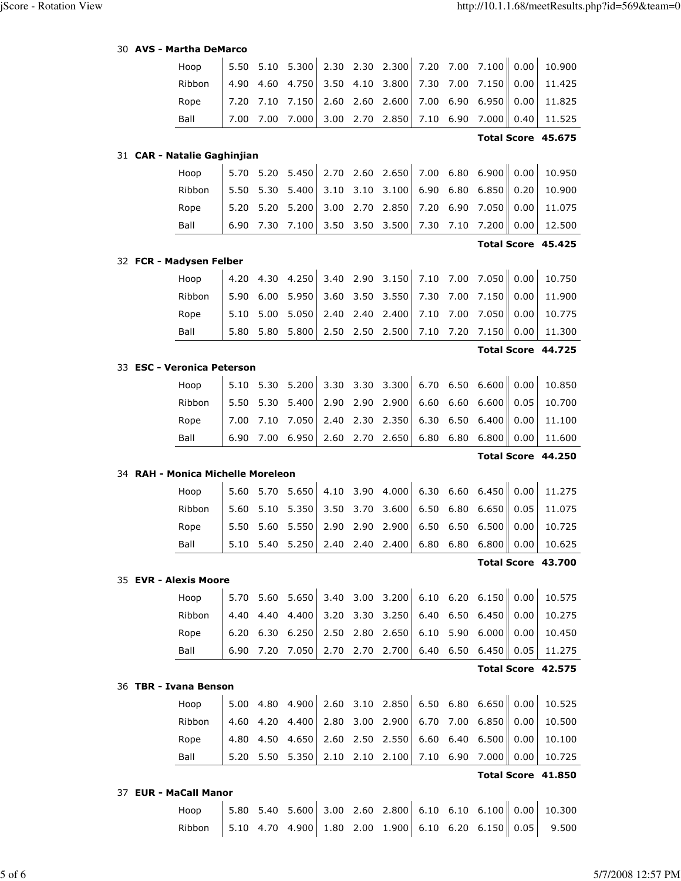### 30 AVS - Martha DeMarco

| Apparatus | | | | | | | | | | | Score |
|---|---|---|---|---|---|---|---|---|---|---|---|
| Hoop | 5.50 | 5.10 | 5.300 | 2.30 | 2.30 | 2.300 | 7.20 | 7.00 | 7.100 | 0.00 | 10.900 |
| Ribbon | 4.90 | 4.60 | 4.750 | 3.50 | 4.10 | 3.800 | 7.30 | 7.00 | 7.150 | 0.00 | 11.425 |
| Rope | 7.20 | 7.10 | 7.150 | 2.60 | 2.60 | 2.600 | 7.00 | 6.90 | 6.950 | 0.00 | 11.825 |
| Ball | 7.00 | 7.00 | 7.000 | 3.00 | 2.70 | 2.850 | 7.10 | 6.90 | 7.000 | 0.40 | 11.525 |
| | | | | | | | | | | **Total Score** | **45.675** |

### 31 CAR - Natalie Gaghinjian

| Apparatus | | | | | | | | | | | Score |
|---|---|---|---|---|---|---|---|---|---|---|---|
| Hoop | 5.70 | 5.20 | 5.450 | 2.70 | 2.60 | 2.650 | 7.00 | 6.80 | 6.900 | 0.00 | 10.950 |
| Ribbon | 5.50 | 5.30 | 5.400 | 3.10 | 3.10 | 3.100 | 6.90 | 6.80 | 6.850 | 0.20 | 10.900 |
| Rope | 5.20 | 5.20 | 5.200 | 3.00 | 2.70 | 2.850 | 7.20 | 6.90 | 7.050 | 0.00 | 11.075 |
| Ball | 6.90 | 7.30 | 7.100 | 3.50 | 3.50 | 3.500 | 7.30 | 7.10 | 7.200 | 0.00 | 12.500 |
| | | | | | | | | | | **Total Score** | **45.425** |

### 32 FCR - Madysen Felber

| Apparatus | | | | | | | | | | | Score |
|---|---|---|---|---|---|---|---|---|---|---|---|
| Hoop | 4.20 | 4.30 | 4.250 | 3.40 | 2.90 | 3.150 | 7.10 | 7.00 | 7.050 | 0.00 | 10.750 |
| Ribbon | 5.90 | 6.00 | 5.950 | 3.60 | 3.50 | 3.550 | 7.30 | 7.00 | 7.150 | 0.00 | 11.900 |
| Rope | 5.10 | 5.00 | 5.050 | 2.40 | 2.40 | 2.400 | 7.10 | 7.00 | 7.050 | 0.00 | 10.775 |
| Ball | 5.80 | 5.80 | 5.800 | 2.50 | 2.50 | 2.500 | 7.10 | 7.20 | 7.150 | 0.00 | 11.300 |
| | | | | | | | | | | **Total Score** | **44.725** |

### 33 ESC - Veronica Peterson

| Apparatus | | | | | | | | | | | Score |
|---|---|---|---|---|---|---|---|---|---|---|---|
| Hoop | 5.10 | 5.30 | 5.200 | 3.30 | 3.30 | 3.300 | 6.70 | 6.50 | 6.600 | 0.00 | 10.850 |
| Ribbon | 5.50 | 5.30 | 5.400 | 2.90 | 2.90 | 2.900 | 6.60 | 6.60 | 6.600 | 0.05 | 10.700 |
| Rope | 7.00 | 7.10 | 7.050 | 2.40 | 2.30 | 2.350 | 6.30 | 6.50 | 6.400 | 0.00 | 11.100 |
| Ball | 6.90 | 7.00 | 6.950 | 2.60 | 2.70 | 2.650 | 6.80 | 6.80 | 6.800 | 0.00 | 11.600 |
| | | | | | | | | | | **Total Score** | **44.250** |

### 34 RAH - Monica Michelle Moreleon

| Apparatus | | | | | | | | | | | Score |
|---|---|---|---|---|---|---|---|---|---|---|---|
| Hoop | 5.60 | 5.70 | 5.650 | 4.10 | 3.90 | 4.000 | 6.30 | 6.60 | 6.450 | 0.00 | 11.275 |
| Ribbon | 5.60 | 5.10 | 5.350 | 3.50 | 3.70 | 3.600 | 6.50 | 6.80 | 6.650 | 0.05 | 11.075 |
| Rope | 5.50 | 5.60 | 5.550 | 2.90 | 2.90 | 2.900 | 6.50 | 6.50 | 6.500 | 0.00 | 10.725 |
| Ball | 5.10 | 5.40 | 5.250 | 2.40 | 2.40 | 2.400 | 6.80 | 6.80 | 6.800 | 0.00 | 10.625 |
| | | | | | | | | | | **Total Score** | **43.700** |

### 35 EVR - Alexis Moore

| Apparatus | | | | | | | | | | | Score |
|---|---|---|---|---|---|---|---|---|---|---|---|
| Hoop | 5.70 | 5.60 | 5.650 | 3.40 | 3.00 | 3.200 | 6.10 | 6.20 | 6.150 | 0.00 | 10.575 |
| Ribbon | 4.40 | 4.40 | 4.400 | 3.20 | 3.30 | 3.250 | 6.40 | 6.50 | 6.450 | 0.00 | 10.275 |
| Rope | 6.20 | 6.30 | 6.250 | 2.50 | 2.80 | 2.650 | 6.10 | 5.90 | 6.000 | 0.00 | 10.450 |
| Ball | 6.90 | 7.20 | 7.050 | 2.70 | 2.70 | 2.700 | 6.40 | 6.50 | 6.450 | 0.05 | 11.275 |
| | | | | | | | | | | **Total Score** | **42.575** |

### 36 TBR - Ivana Benson

| Apparatus | | | | | | | | | | | Score |
|---|---|---|---|---|---|---|---|---|---|---|---|
| Hoop | 5.00 | 4.80 | 4.900 | 2.60 | 3.10 | 2.850 | 6.50 | 6.80 | 6.650 | 0.00 | 10.525 |
| Ribbon | 4.60 | 4.20 | 4.400 | 2.80 | 3.00 | 2.900 | 6.70 | 7.00 | 6.850 | 0.00 | 10.500 |
| Rope | 4.80 | 4.50 | 4.650 | 2.60 | 2.50 | 2.550 | 6.60 | 6.40 | 6.500 | 0.00 | 10.100 |
| Ball | 5.20 | 5.50 | 5.350 | 2.10 | 2.10 | 2.100 | 7.10 | 6.90 | 7.000 | 0.00 | 10.725 |
| | | | | | | | | | | **Total Score** | **41.850** |

### 37 EUR - MaCall Manor

| Apparatus | | | | | | | | | | | Score |
|---|---|---|---|---|---|---|---|---|---|---|---|
| Hoop | 5.80 | 5.40 | 5.600 | 3.00 | 2.60 | 2.800 | 6.10 | 6.10 | 6.100 | 0.00 | 10.300 |
| Ribbon | 5.10 | 4.70 | 4.900 | 1.80 | 2.00 | 1.900 | 6.10 | 6.20 | 6.150 | 0.05 | 9.500 |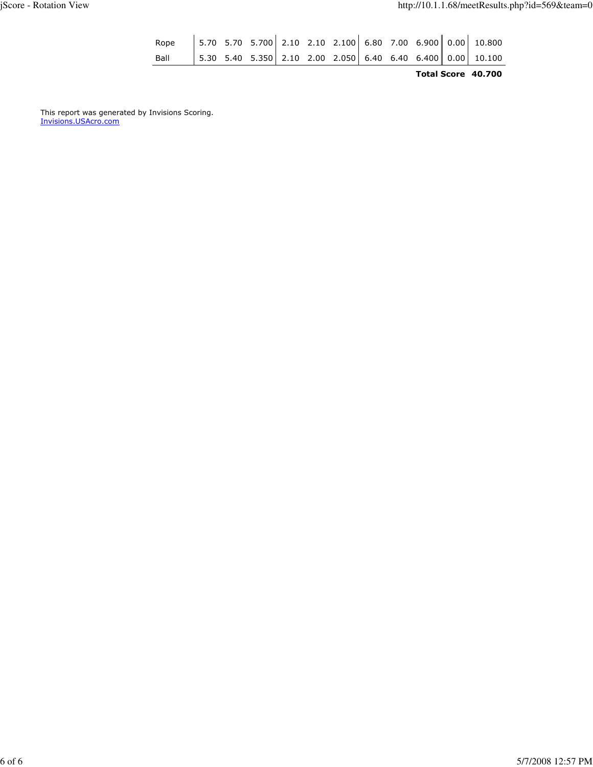| | | | | | | | | | | | |
|---|---|---|---|---|---|---|---|---|---|---|---|
| Rope | 5.70 | 5.70 | 5.700 | 2.10 | 2.10 | 2.100 | 6.80 | 7.00 | 6.900 | 0.00 | 10.800 |
| Ball | 5.30 | 5.40 | 5.350 | 2.10 | 2.00 | 2.050 | 6.40 | 6.40 | 6.400 | 0.00 | 10.100 |
| | | | | | | | | | | **Total Score** | **40.700** |

This report was generated by Invisions Scoring.
Invisions.USAcro.com